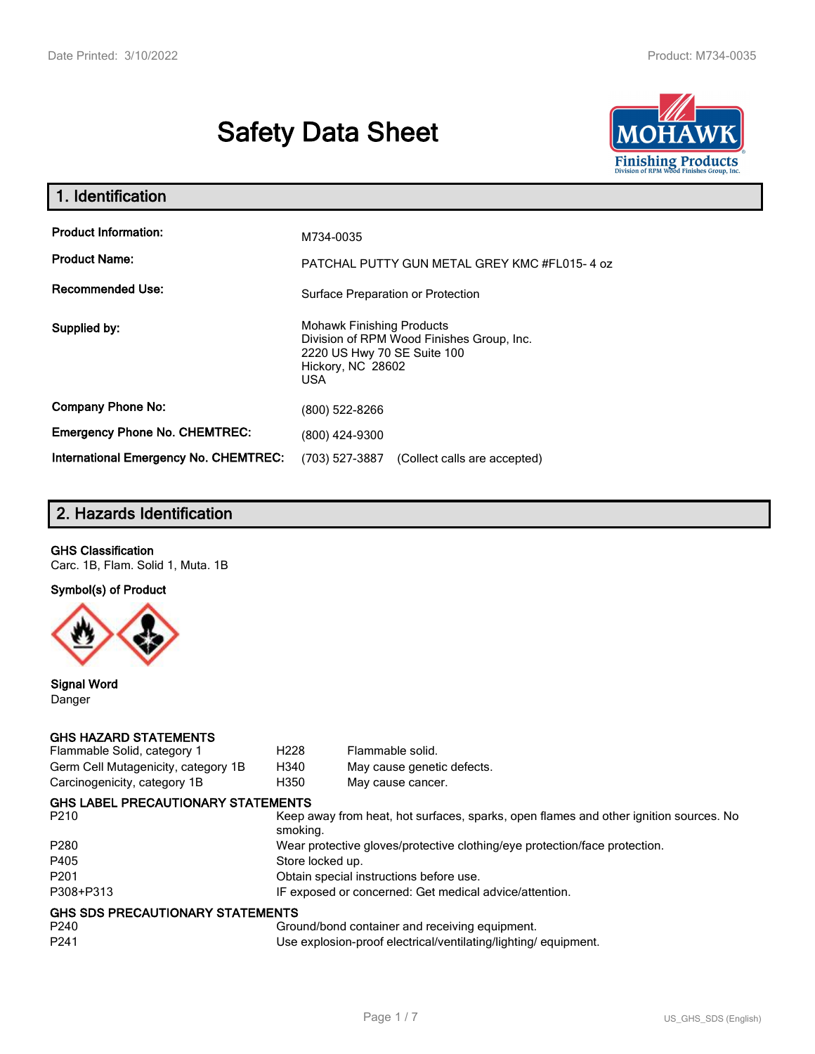# Safety Data Sheet

## 1. Identification

| | |
|---|---|
| **Product Information:** | M734-0035 |
| **Product Name:** | PATCHAL PUTTY GUN METAL GREY KMC #FL015- 4 oz |
| **Recommended Use:** | Surface Preparation or Protection |
| **Supplied by:** | Mohawk Finishing Products<br>Division of RPM Wood Finishes Group, Inc.<br>2220 US Hwy 70 SE Suite 100<br>Hickory, NC 28602<br>USA |
| **Company Phone No:** | (800) 522-8266 |
| **Emergency Phone No. CHEMTREC:** | (800) 424-9300 |
| **International Emergency No. CHEMTREC:** | (703) 527-3887 (Collect calls are accepted) |

## 2. Hazards Identification

**GHS Classification**

Carc. 1B, Flam. Solid 1, Muta. 1B

**Symbol(s) of Product**

**Signal Word**

Danger

**GHS HAZARD STATEMENTS**

| | | |
|---|---|---|
| Flammable Solid, category 1 | H228 | Flammable solid. |
| Germ Cell Mutagenicity, category 1B | H340 | May cause genetic defects. |
| Carcinogenicity, category 1B | H350 | May cause cancer. |

**GHS LABEL PRECAUTIONARY STATEMENTS**

| | |
|---|---|
| P210 | Keep away from heat, hot surfaces, sparks, open flames and other ignition sources. No smoking. |
| P280 | Wear protective gloves/protective clothing/eye protection/face protection. |
| P405 | Store locked up. |
| P201 | Obtain special instructions before use. |
| P308+P313 | IF exposed or concerned: Get medical advice/attention. |

**GHS SDS PRECAUTIONARY STATEMENTS**

| | |
|---|---|
| P240 | Ground/bond container and receiving equipment. |
| P241 | Use explosion-proof electrical/ventilating/lighting/ equipment. |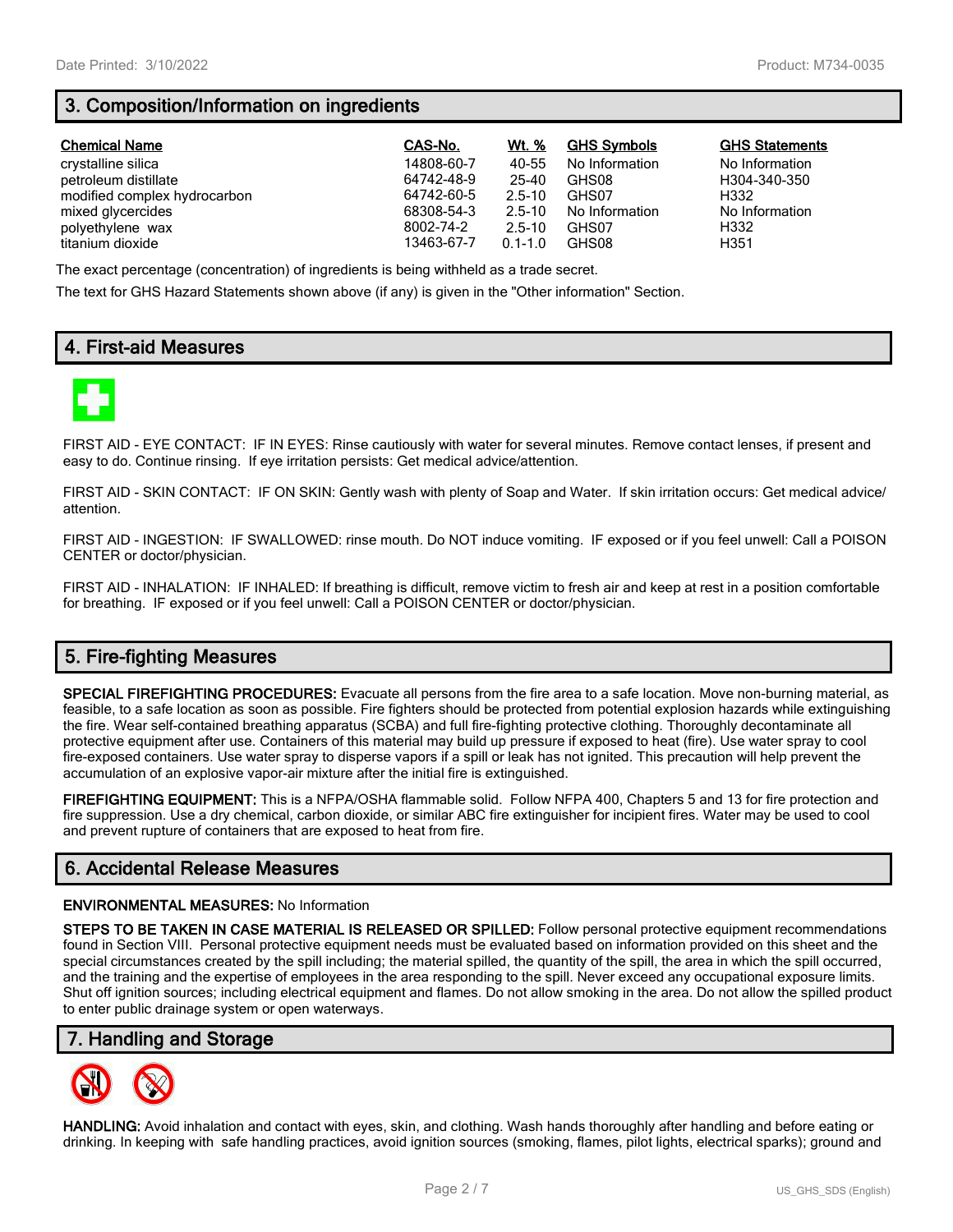## 3. Composition/Information on ingredients

| Chemical Name | CAS-No. | Wt. % | GHS Symbols | GHS Statements |
|---|---|---|---|---|
| crystalline silica | 14808-60-7 | 40-55 | No Information | No Information |
| petroleum distillate | 64742-48-9 | 25-40 | GHS08 | H304-340-350 |
| modified complex hydrocarbon | 64742-60-5 | 2.5-10 | GHS07 | H332 |
| mixed glycercides | 68308-54-3 | 2.5-10 | No Information | No Information |
| polyethylene wax | 8002-74-2 | 2.5-10 | GHS07 | H332 |
| titanium dioxide | 13463-67-7 | 0.1-1.0 | GHS08 | H351 |

The exact percentage (concentration) of ingredients is being withheld as a trade secret.

The text for GHS Hazard Statements shown above (if any) is given in the "Other information" Section.

## 4. First-aid Measures

FIRST AID - EYE CONTACT: IF IN EYES: Rinse cautiously with water for several minutes. Remove contact lenses, if present and easy to do. Continue rinsing. If eye irritation persists: Get medical advice/attention.

FIRST AID - SKIN CONTACT: IF ON SKIN: Gently wash with plenty of Soap and Water. If skin irritation occurs: Get medical advice/attention.

FIRST AID - INGESTION: IF SWALLOWED: rinse mouth. Do NOT induce vomiting. IF exposed or if you feel unwell: Call a POISON CENTER or doctor/physician.

FIRST AID - INHALATION: IF INHALED: If breathing is difficult, remove victim to fresh air and keep at rest in a position comfortable for breathing. IF exposed or if you feel unwell: Call a POISON CENTER or doctor/physician.

## 5. Fire-fighting Measures

**SPECIAL FIREFIGHTING PROCEDURES:** Evacuate all persons from the fire area to a safe location. Move non-burning material, as feasible, to a safe location as soon as possible. Fire fighters should be protected from potential explosion hazards while extinguishing the fire. Wear self-contained breathing apparatus (SCBA) and full fire-fighting protective clothing. Thoroughly decontaminate all protective equipment after use. Containers of this material may build up pressure if exposed to heat (fire). Use water spray to cool fire-exposed containers. Use water spray to disperse vapors if a spill or leak has not ignited. This precaution will help prevent the accumulation of an explosive vapor-air mixture after the initial fire is extinguished.

**FIREFIGHTING EQUIPMENT:** This is a NFPA/OSHA flammable solid. Follow NFPA 400, Chapters 5 and 13 for fire protection and fire suppression. Use a dry chemical, carbon dioxide, or similar ABC fire extinguisher for incipient fires. Water may be used to cool and prevent rupture of containers that are exposed to heat from fire.

## 6. Accidental Release Measures

**ENVIRONMENTAL MEASURES:** No Information

**STEPS TO BE TAKEN IN CASE MATERIAL IS RELEASED OR SPILLED:** Follow personal protective equipment recommendations found in Section VIII. Personal protective equipment needs must be evaluated based on information provided on this sheet and the special circumstances created by the spill including; the material spilled, the quantity of the spill, the area in which the spill occurred, and the training and the expertise of employees in the area responding to the spill. Never exceed any occupational exposure limits. Shut off ignition sources; including electrical equipment and flames. Do not allow smoking in the area. Do not allow the spilled product to enter public drainage system or open waterways.

## 7. Handling and Storage

**HANDLING:** Avoid inhalation and contact with eyes, skin, and clothing. Wash hands thoroughly after handling and before eating or drinking. In keeping with safe handling practices, avoid ignition sources (smoking, flames, pilot lights, electrical sparks); ground and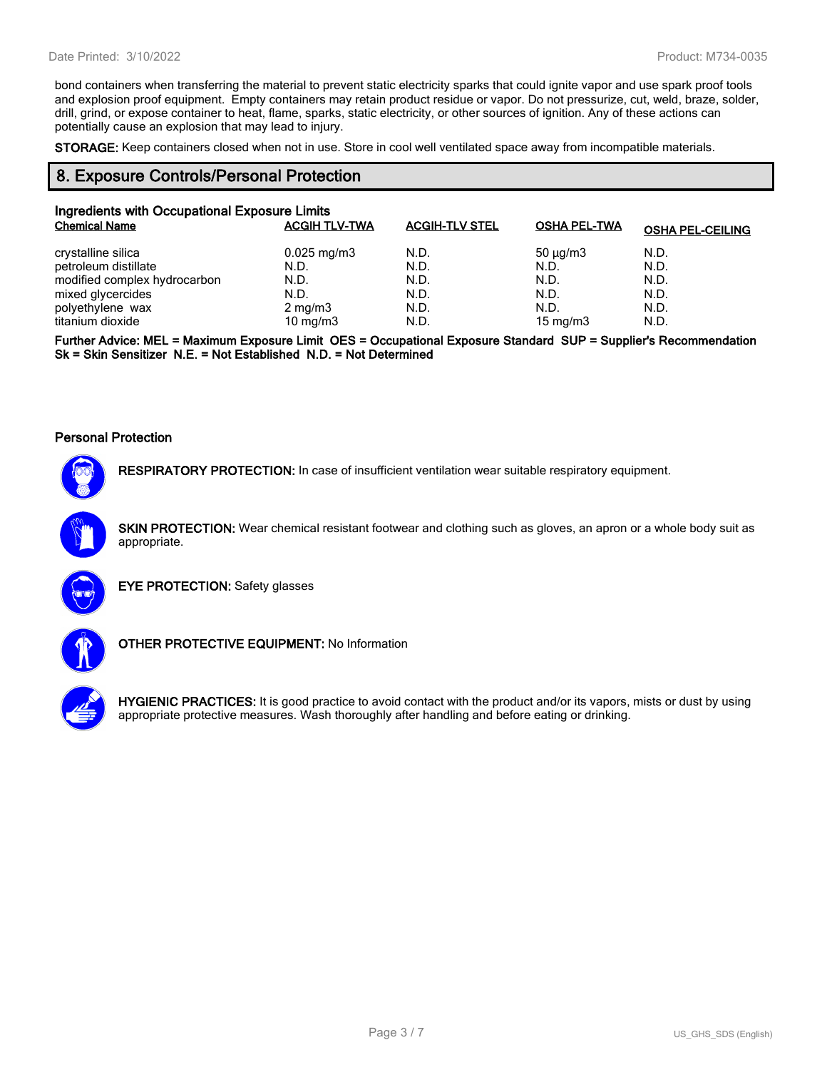bond containers when transferring the material to prevent static electricity sparks that could ignite vapor and use spark proof tools and explosion proof equipment. Empty containers may retain product residue or vapor. Do not pressurize, cut, weld, braze, solder, drill, grind, or expose container to heat, flame, sparks, static electricity, or other sources of ignition. Any of these actions can potentially cause an explosion that may lead to injury.

**STORAGE:** Keep containers closed when not in use. Store in cool well ventilated space away from incompatible materials.

## 8. Exposure Controls/Personal Protection

### Ingredients with Occupational Exposure Limits

| Chemical Name | ACGIH TLV-TWA | ACGIH-TLV STEL | OSHA PEL-TWA | OSHA PEL-CEILING |
|---|---|---|---|---|
| crystalline silica | 0.025 mg/m3 | N.D. | 50 µg/m3 | N.D. |
| petroleum distillate | N.D. | N.D. | N.D. | N.D. |
| modified complex hydrocarbon | N.D. | N.D. | N.D. | N.D. |
| mixed glycercides | N.D. | N.D. | N.D. | N.D. |
| polyethylene wax | 2 mg/m3 | N.D. | N.D. | N.D. |
| titanium dioxide | 10 mg/m3 | N.D. | 15 mg/m3 | N.D. |

**Further Advice: MEL = Maximum Exposure Limit OES = Occupational Exposure Standard SUP = Supplier's Recommendation Sk = Skin Sensitizer N.E. = Not Established N.D. = Not Determined**

### Personal Protection

**RESPIRATORY PROTECTION:** In case of insufficient ventilation wear suitable respiratory equipment.

**SKIN PROTECTION:** Wear chemical resistant footwear and clothing such as gloves, an apron or a whole body suit as appropriate.

**EYE PROTECTION:** Safety glasses

**OTHER PROTECTIVE EQUIPMENT:** No Information

**HYGIENIC PRACTICES:** It is good practice to avoid contact with the product and/or its vapors, mists or dust by using appropriate protective measures. Wash thoroughly after handling and before eating or drinking.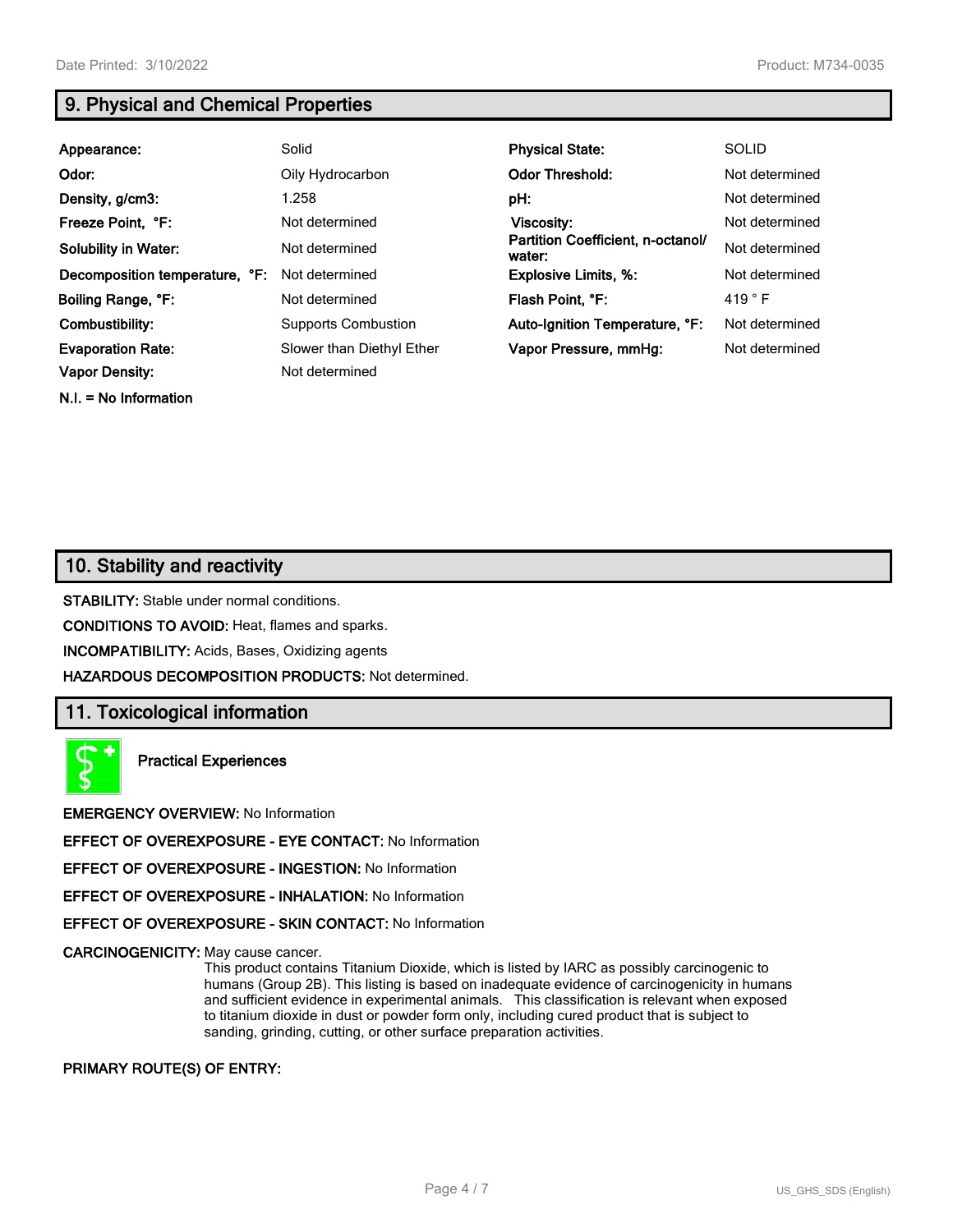## 9. Physical and Chemical Properties

| | | | |
|---|---|---|---|
| **Appearance:** | Solid | **Physical State:** | SOLID |
| **Odor:** | Oily Hydrocarbon | **Odor Threshold:** | Not determined |
| **Density, g/cm3:** | 1.258 | **pH:** | Not determined |
| **Freeze Point, °F:** | Not determined | **Viscosity:** | Not determined |
| **Solubility in Water:** | Not determined | **Partition Coefficient, n-octanol/water:** | Not determined |
| **Decomposition temperature, °F:** | Not determined | **Explosive Limits, %:** | Not determined |
| **Boiling Range, °F:** | Not determined | **Flash Point, °F:** | 419 ° F |
| **Combustibility:** | Supports Combustion | **Auto-Ignition Temperature, °F:** | Not determined |
| **Evaporation Rate:** | Slower than Diethyl Ether | **Vapor Pressure, mmHg:** | Not determined |
| **Vapor Density:** | Not determined | | |

**N.I. = No Information**

## 10. Stability and reactivity

**STABILITY:** Stable under normal conditions.

**CONDITIONS TO AVOID:** Heat, flames and sparks.

**INCOMPATIBILITY:** Acids, Bases, Oxidizing agents

**HAZARDOUS DECOMPOSITION PRODUCTS:** Not determined.

## 11. Toxicological information

**Practical Experiences**

**EMERGENCY OVERVIEW:** No Information

**EFFECT OF OVEREXPOSURE - EYE CONTACT:** No Information

**EFFECT OF OVEREXPOSURE - INGESTION:** No Information

**EFFECT OF OVEREXPOSURE - INHALATION:** No Information

**EFFECT OF OVEREXPOSURE - SKIN CONTACT:** No Information

**CARCINOGENICITY:** May cause cancer.
This product contains Titanium Dioxide, which is listed by IARC as possibly carcinogenic to humans (Group 2B). This listing is based on inadequate evidence of carcinogenicity in humans and sufficient evidence in experimental animals. This classification is relevant when exposed to titanium dioxide in dust or powder form only, including cured product that is subject to sanding, grinding, cutting, or other surface preparation activities.

**PRIMARY ROUTE(S) OF ENTRY:**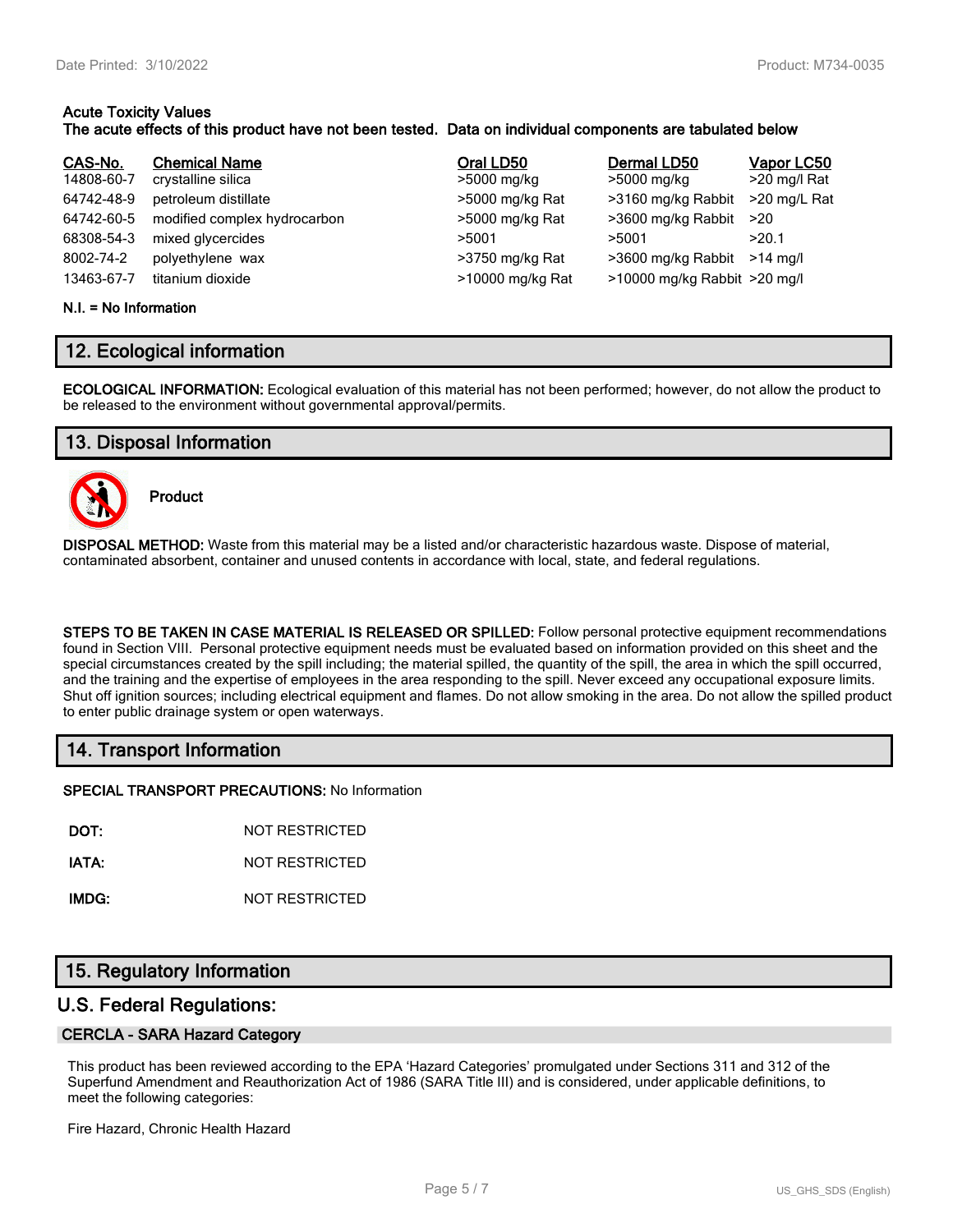**Acute Toxicity Values**
**The acute effects of this product have not been tested. Data on individual components are tabulated below**

| CAS-No. | Chemical Name | Oral LD50 | Dermal LD50 | Vapor LC50 |
|---|---|---|---|---|
| 14808-60-7 | crystalline silica | >5000 mg/kg | >5000 mg/kg | >20 mg/l Rat |
| 64742-48-9 | petroleum distillate | >5000 mg/kg Rat | >3160 mg/kg Rabbit | >20 mg/L Rat |
| 64742-60-5 | modified complex hydrocarbon | >5000 mg/kg Rat | >3600 mg/kg Rabbit | >20 |
| 68308-54-3 | mixed glycercides | >5001 | >5001 | >20.1 |
| 8002-74-2 | polyethylene wax | >3750 mg/kg Rat | >3600 mg/kg Rabbit | >14 mg/l |
| 13463-67-7 | titanium dioxide | >10000 mg/kg Rat | >10000 mg/kg Rabbit | >20 mg/l |

**N.I. = No Information**

## 12. Ecological information

**ECOLOGICAL INFORMATION:** Ecological evaluation of this material has not been performed; however, do not allow the product to be released to the environment without governmental approval/permits.

## 13. Disposal Information

**Product**

**DISPOSAL METHOD:** Waste from this material may be a listed and/or characteristic hazardous waste. Dispose of material, contaminated absorbent, container and unused contents in accordance with local, state, and federal regulations.

**STEPS TO BE TAKEN IN CASE MATERIAL IS RELEASED OR SPILLED:** Follow personal protective equipment recommendations found in Section VIII. Personal protective equipment needs must be evaluated based on information provided on this sheet and the special circumstances created by the spill including; the material spilled, the quantity of the spill, the area in which the spill occurred, and the training and the expertise of employees in the area responding to the spill. Never exceed any occupational exposure limits. Shut off ignition sources; including electrical equipment and flames. Do not allow smoking in the area. Do not allow the spilled product to enter public drainage system or open waterways.

## 14. Transport Information

**SPECIAL TRANSPORT PRECAUTIONS:** No Information

**DOT:** NOT RESTRICTED

**IATA:** NOT RESTRICTED

**IMDG:** NOT RESTRICTED

## 15. Regulatory Information

## U.S. Federal Regulations:

### CERCLA - SARA Hazard Category

This product has been reviewed according to the EPA 'Hazard Categories' promulgated under Sections 311 and 312 of the Superfund Amendment and Reauthorization Act of 1986 (SARA Title III) and is considered, under applicable definitions, to meet the following categories:

Fire Hazard, Chronic Health Hazard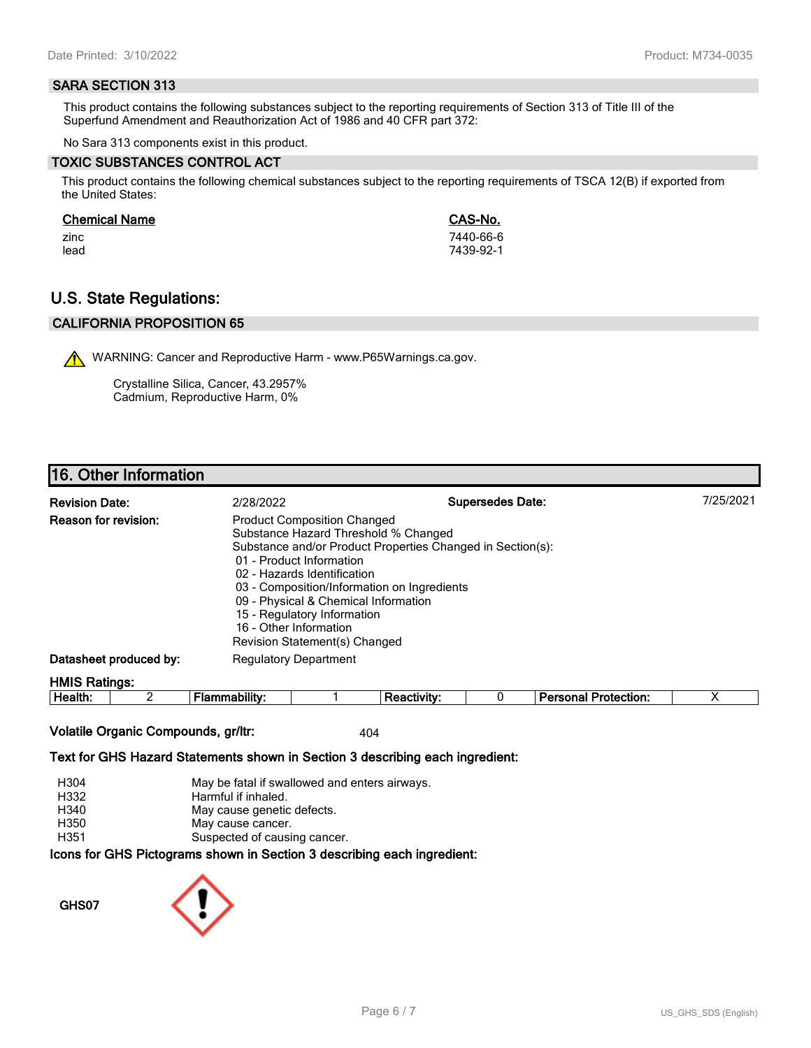### SARA SECTION 313

This product contains the following substances subject to the reporting requirements of Section 313 of Title III of the Superfund Amendment and Reauthorization Act of 1986 and 40 CFR part 372:

No Sara 313 components exist in this product.

### TOXIC SUBSTANCES CONTROL ACT

This product contains the following chemical substances subject to the reporting requirements of TSCA 12(B) if exported from the United States:

| Chemical Name | CAS-No. |
|---|---|
| zinc | 7440-66-6 |
| lead | 7439-92-1 |

## U.S. State Regulations:

### CALIFORNIA PROPOSITION 65

WARNING: Cancer and Reproductive Harm - www.P65Warnings.ca.gov.

Crystalline Silica, Cancer, 43.2957%
Cadmium, Reproductive Harm, 0%

## 16. Other Information

**Revision Date:** 2/28/2022 **Supersedes Date:** 7/25/2021

**Reason for revision:**
Product Composition Changed
Substance Hazard Threshold % Changed
Substance and/or Product Properties Changed in Section(s):
- 01 - Product Information
- 02 - Hazards Identification
- 03 - Composition/Information on Ingredients
- 09 - Physical & Chemical Information
- 15 - Regulatory Information
- 16 - Other Information

Revision Statement(s) Changed

**Datasheet produced by:** Regulatory Department

**HMIS Ratings:**

| Health: | 2 | Flammability: | 1 | Reactivity: | 0 | Personal Protection: | X |
|---|---|---|---|---|---|---|---|

**Volatile Organic Compounds, gr/ltr:** 404

**Text for GHS Hazard Statements shown in Section 3 describing each ingredient:**

| | |
|---|---|
| H304 | May be fatal if swallowed and enters airways. |
| H332 | Harmful if inhaled. |
| H340 | May cause genetic defects. |
| H350 | May cause cancer. |
| H351 | Suspected of causing cancer. |

**Icons for GHS Pictograms shown in Section 3 describing each ingredient:**

**GHS07**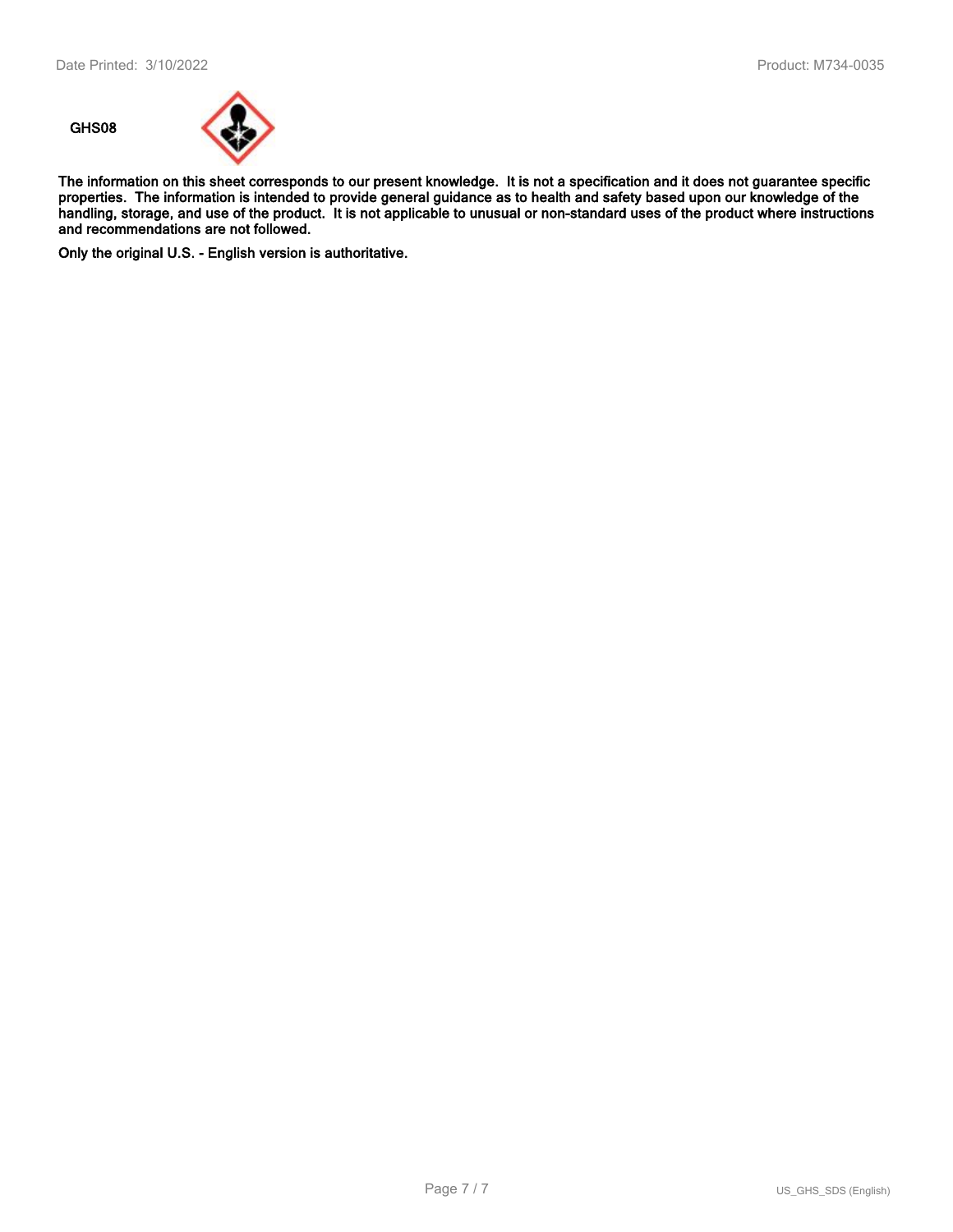GHS08

**The information on this sheet corresponds to our present knowledge. It is not a specification and it does not guarantee specific properties. The information is intended to provide general guidance as to health and safety based upon our knowledge of the handling, storage, and use of the product. It is not applicable to unusual or non-standard uses of the product where instructions and recommendations are not followed.**

**Only the original U.S. - English version is authoritative.**